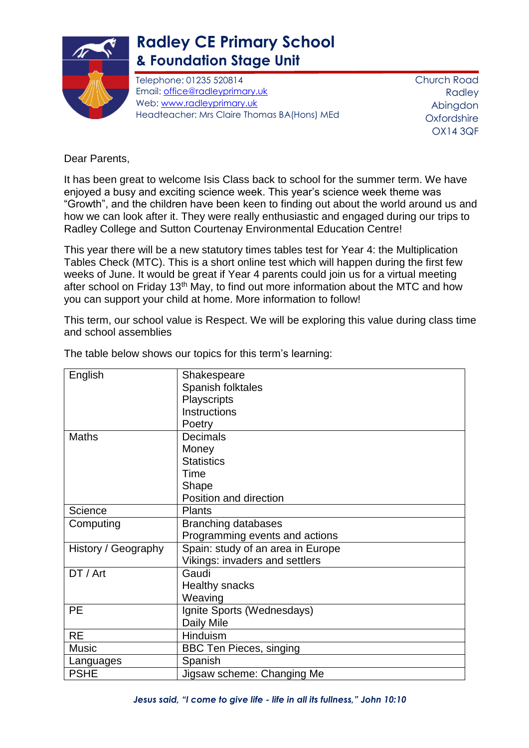# Radley CE Primary School
## & Foundation Stage Unit

Telephone: 01235 520814
Email: office@radleyprimary.uk
Web: www.radleyprimary.uk
Headteacher: Mrs Claire Thomas BA(Hons) MEd

Church Road
Radley
Abingdon
Oxfordshire
OX14 3QF

Dear Parents,

It has been great to welcome Isis Class back to school for the summer term. We have enjoyed a busy and exciting science week. This year's science week theme was "Growth", and the children have been keen to finding out about the world around us and how we can look after it. They were really enthusiastic and engaged during our trips to Radley College and Sutton Courtenay Environmental Education Centre!

This year there will be a new statutory times tables test for Year 4: the Multiplication Tables Check (MTC). This is a short online test which will happen during the first few weeks of June. It would be great if Year 4 parents could join us for a virtual meeting after school on Friday 13th May, to find out more information about the MTC and how you can support your child at home. More information to follow!

This term, our school value is Respect. We will be exploring this value during class time and school assemblies

The table below shows our topics for this term's learning:

| | |
|---|---|
| English | Shakespeare<br>Spanish folktales<br>Playscripts<br>Instructions<br>Poetry |
| Maths | Decimals<br>Money<br>Statistics<br>Time<br>Shape<br>Position and direction |
| Science | Plants |
| Computing | Branching databases<br>Programming events and actions |
| History / Geography | Spain: study of an area in Europe<br>Vikings: invaders and settlers |
| DT / Art | Gaudi<br>Healthy snacks<br>Weaving |
| PE | Ignite Sports (Wednesdays)<br>Daily Mile |
| RE | Hinduism |
| Music | BBC Ten Pieces, singing |
| Languages | Spanish |
| PSHE | Jigsaw scheme: Changing Me |

***Jesus said, "I come to give life - life in all its fullness," John 10:10***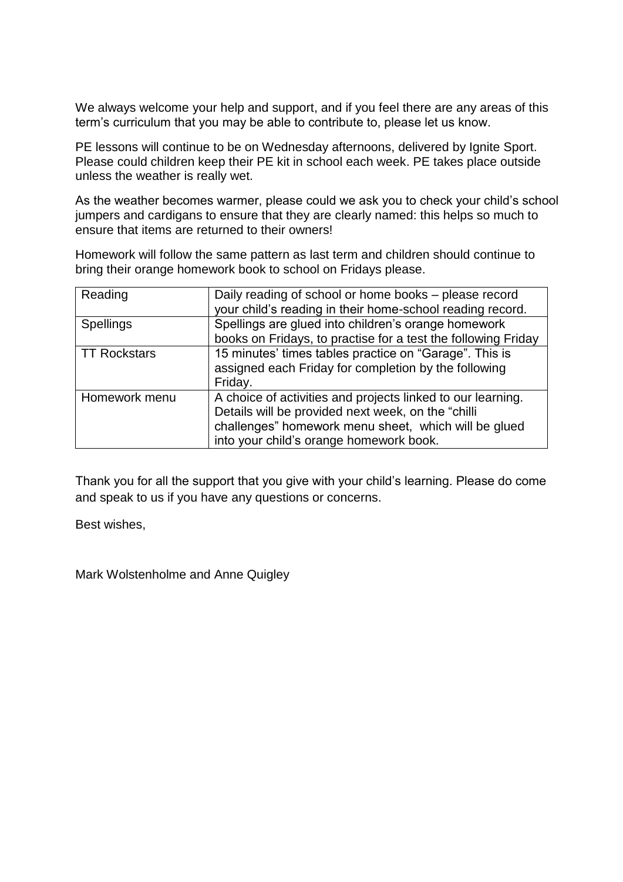We always welcome your help and support, and if you feel there are any areas of this term's curriculum that you may be able to contribute to, please let us know.

PE lessons will continue to be on Wednesday afternoons, delivered by Ignite Sport. Please could children keep their PE kit in school each week. PE takes place outside unless the weather is really wet.

As the weather becomes warmer, please could we ask you to check your child's school jumpers and cardigans to ensure that they are clearly named: this helps so much to ensure that items are returned to their owners!

Homework will follow the same pattern as last term and children should continue to bring their orange homework book to school on Fridays please.

| | |
|---|---|
| Reading | Daily reading of school or home books – please record your child's reading in their home-school reading record. |
| Spellings | Spellings are glued into children's orange homework books on Fridays, to practise for a test the following Friday |
| TT Rockstars | 15 minutes' times tables practice on "Garage". This is assigned each Friday for completion by the following Friday. |
| Homework menu | A choice of activities and projects linked to our learning. Details will be provided next week, on the "chilli challenges" homework menu sheet, which will be glued into your child's orange homework book. |

Thank you for all the support that you give with your child's learning. Please do come and speak to us if you have any questions or concerns.

Best wishes,

Mark Wolstenholme and Anne Quigley